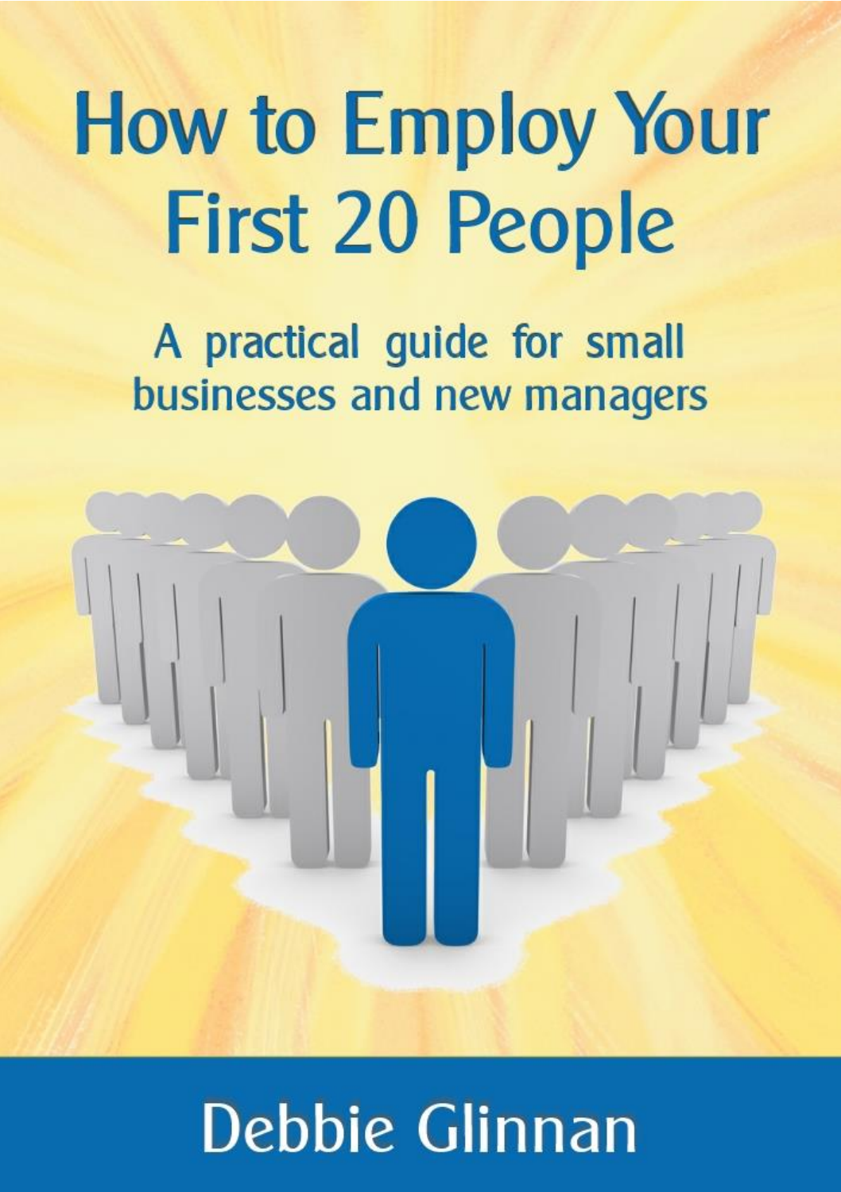# How to Employ Your First 20 People

## A practical guide for small businesses and new managers

Debbie Glinnan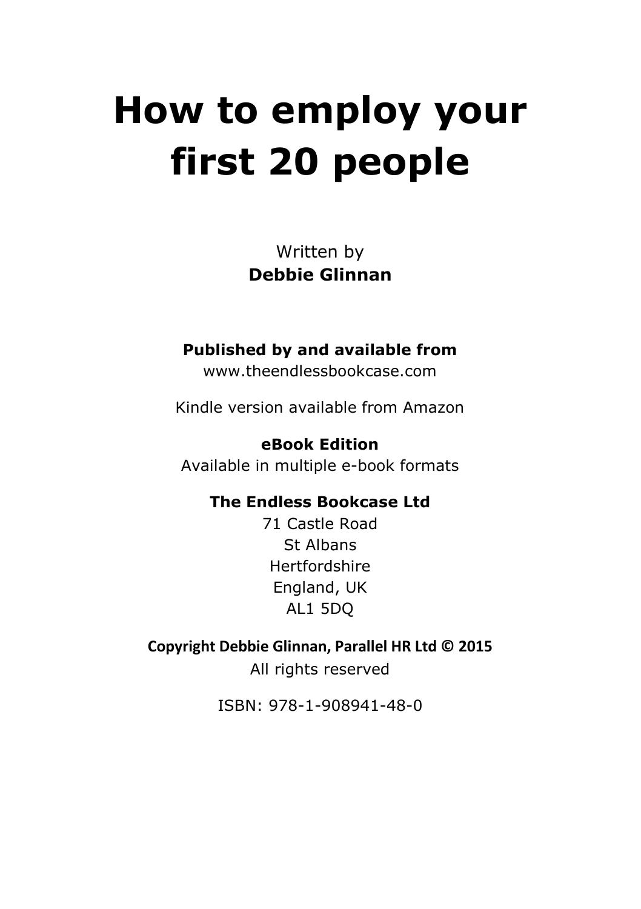# How to employ your first 20 people

Written by
**Debbie Glinnan**

**Published by and available from**
www.theendlessbookcase.com

Kindle version available from Amazon

**eBook Edition**
Available in multiple e-book formats

**The Endless Bookcase Ltd**
71 Castle Road
St Albans
Hertfordshire
England, UK
AL1 5DQ

**Copyright Debbie Glinnan, Parallel HR Ltd © 2015**
All rights reserved

ISBN: 978-1-908941-48-0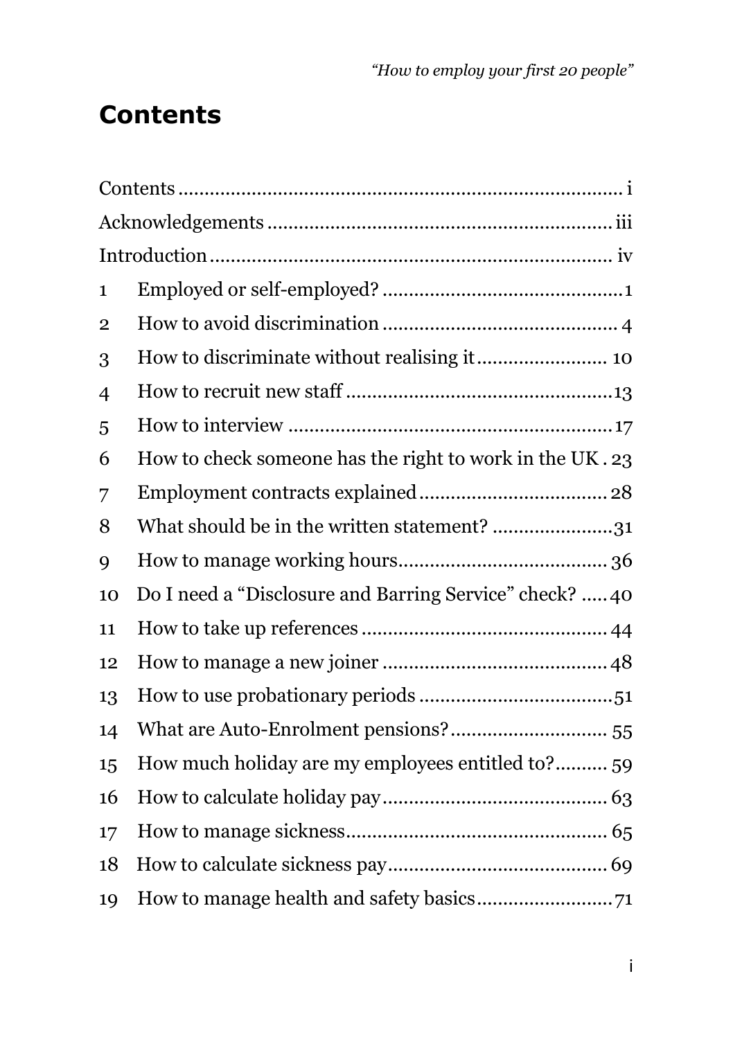# Contents

| | | |
|---|---|---|
| Contents | | i |
| Acknowledgements | | iii |
| Introduction | | iv |
| 1 | Employed or self-employed? | 1 |
| 2 | How to avoid discrimination | 4 |
| 3 | How to discriminate without realising it | 10 |
| 4 | How to recruit new staff | 13 |
| 5 | How to interview | 17 |
| 6 | How to check someone has the right to work in the UK | 23 |
| 7 | Employment contracts explained | 28 |
| 8 | What should be in the written statement? | 31 |
| 9 | How to manage working hours | 36 |
| 10 | Do I need a "Disclosure and Barring Service" check? | 40 |
| 11 | How to take up references | 44 |
| 12 | How to manage a new joiner | 48 |
| 13 | How to use probationary periods | 51 |
| 14 | What are Auto-Enrolment pensions? | 55 |
| 15 | How much holiday are my employees entitled to? | 59 |
| 16 | How to calculate holiday pay | 63 |
| 17 | How to manage sickness | 65 |
| 18 | How to calculate sickness pay | 69 |
| 19 | How to manage health and safety basics | 71 |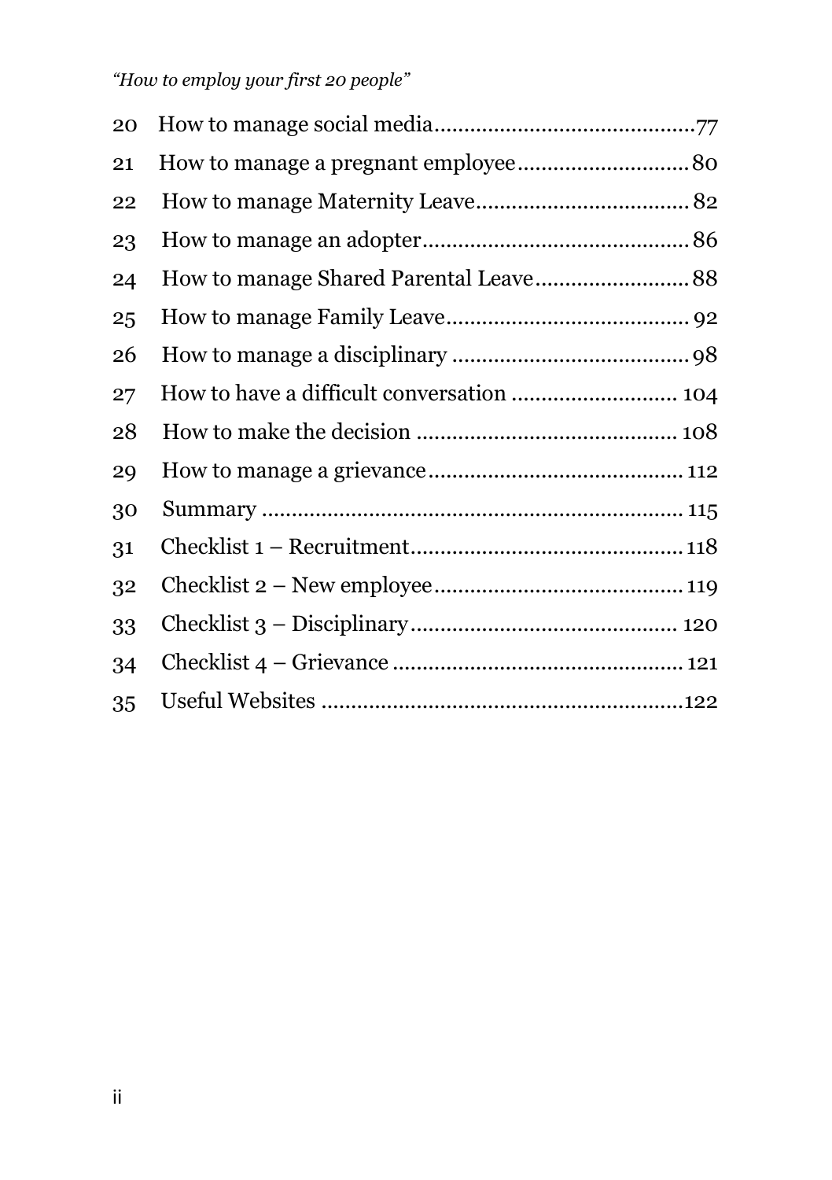| | | |
|---|---|---|
| 20 | How to manage social media | 77 |
| 21 | How to manage a pregnant employee | 80 |
| 22 | How to manage Maternity Leave | 82 |
| 23 | How to manage an adopter | 86 |
| 24 | How to manage Shared Parental Leave | 88 |
| 25 | How to manage Family Leave | 92 |
| 26 | How to manage a disciplinary | 98 |
| 27 | How to have a difficult conversation | 104 |
| 28 | How to make the decision | 108 |
| 29 | How to manage a grievance | 112 |
| 30 | Summary | 115 |
| 31 | Checklist 1 – Recruitment | 118 |
| 32 | Checklist 2 – New employee | 119 |
| 33 | Checklist 3 – Disciplinary | 120 |
| 34 | Checklist 4 – Grievance | 121 |
| 35 | Useful Websites | 122 |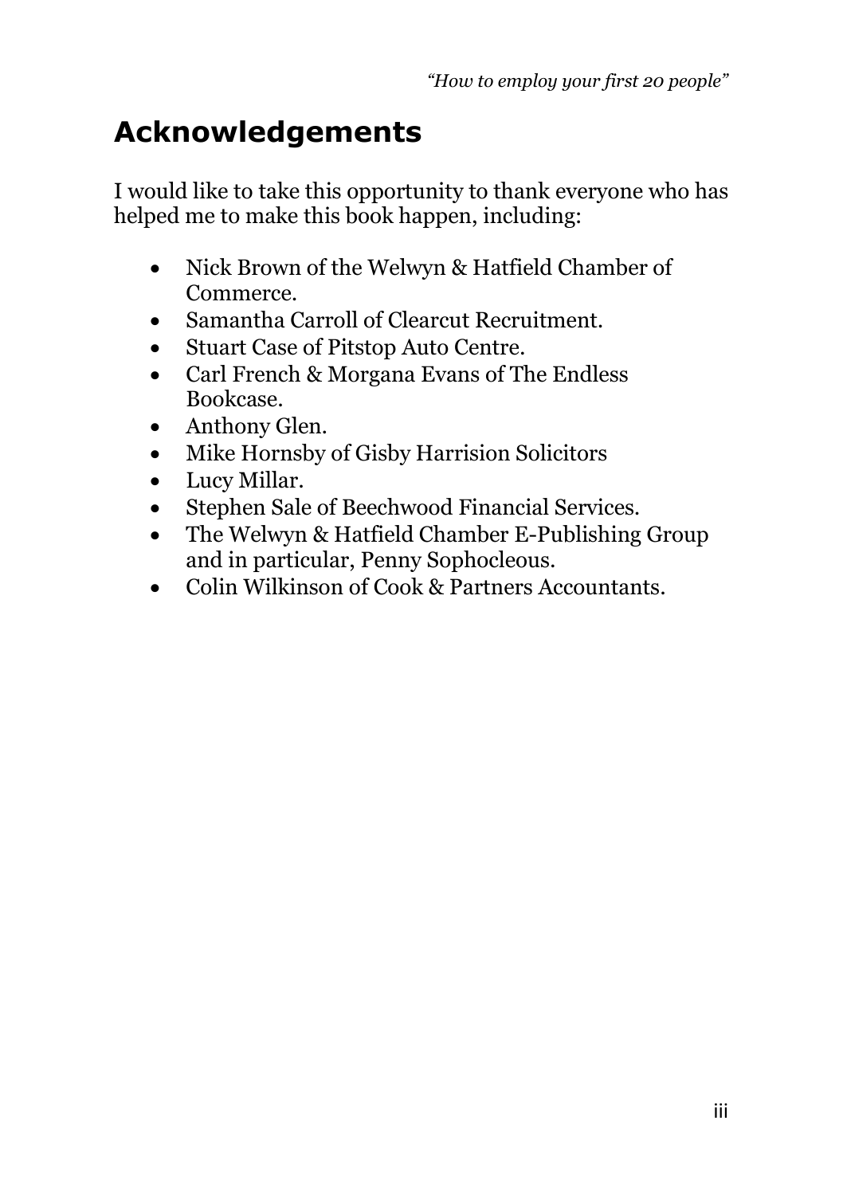# Acknowledgements

I would like to take this opportunity to thank everyone who has helped me to make this book happen, including:

- Nick Brown of the Welwyn & Hatfield Chamber of Commerce.
- Samantha Carroll of Clearcut Recruitment.
- Stuart Case of Pitstop Auto Centre.
- Carl French & Morgana Evans of The Endless Bookcase.
- Anthony Glen.
- Mike Hornsby of Gisby Harrision Solicitors
- Lucy Millar.
- Stephen Sale of Beechwood Financial Services.
- The Welwyn & Hatfield Chamber E-Publishing Group and in particular, Penny Sophocleous.
- Colin Wilkinson of Cook & Partners Accountants.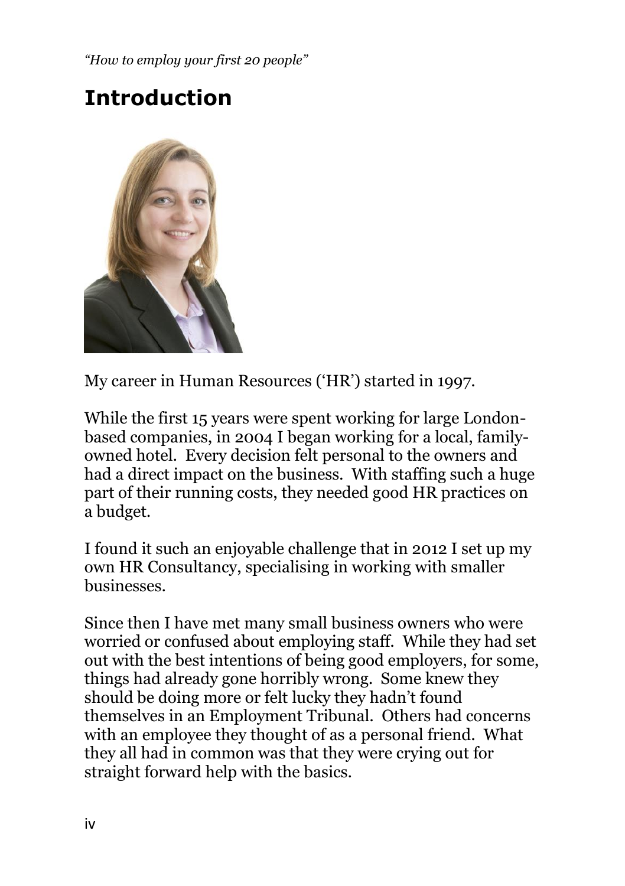# Introduction

My career in Human Resources ('HR') started in 1997.

While the first 15 years were spent working for large London-based companies, in 2004 I began working for a local, family-owned hotel. Every decision felt personal to the owners and had a direct impact on the business. With staffing such a huge part of their running costs, they needed good HR practices on a budget.

I found it such an enjoyable challenge that in 2012 I set up my own HR Consultancy, specialising in working with smaller businesses.

Since then I have met many small business owners who were worried or confused about employing staff. While they had set out with the best intentions of being good employers, for some, things had already gone horribly wrong. Some knew they should be doing more or felt lucky they hadn't found themselves in an Employment Tribunal. Others had concerns with an employee they thought of as a personal friend. What they all had in common was that they were crying out for straight forward help with the basics.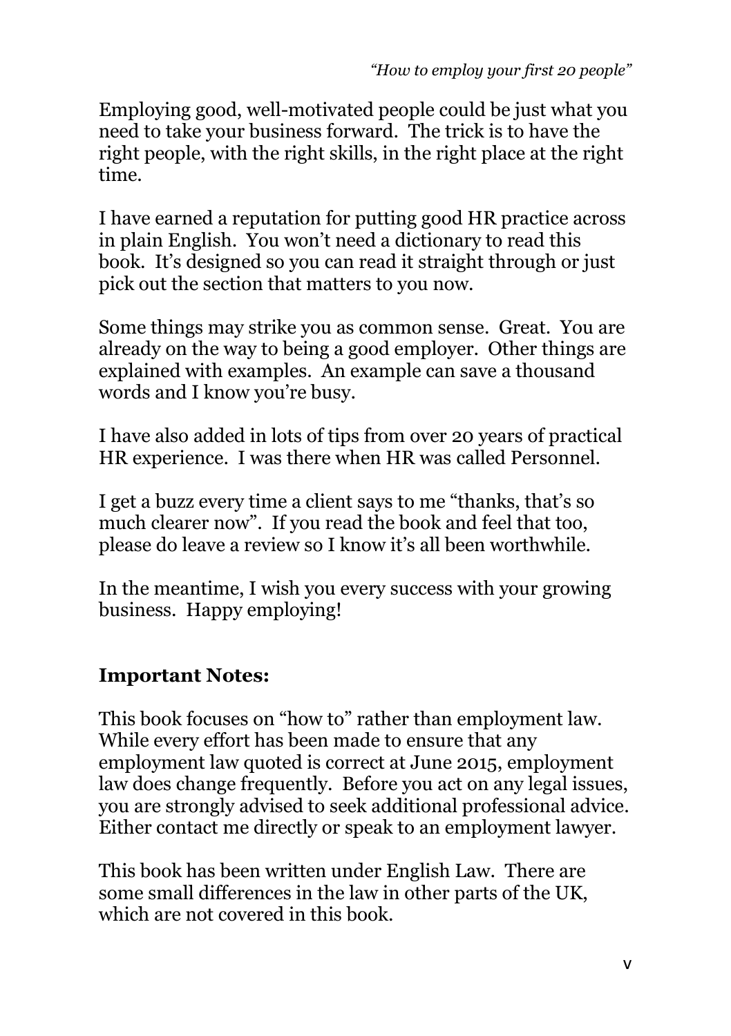Employing good, well-motivated people could be just what you need to take your business forward. The trick is to have the right people, with the right skills, in the right place at the right time.

I have earned a reputation for putting good HR practice across in plain English. You won't need a dictionary to read this book. It's designed so you can read it straight through or just pick out the section that matters to you now.

Some things may strike you as common sense. Great. You are already on the way to being a good employer. Other things are explained with examples. An example can save a thousand words and I know you're busy.

I have also added in lots of tips from over 20 years of practical HR experience. I was there when HR was called Personnel.

I get a buzz every time a client says to me "thanks, that's so much clearer now". If you read the book and feel that too, please do leave a review so I know it's all been worthwhile.

In the meantime, I wish you every success with your growing business. Happy employing!

## Important Notes:

This book focuses on "how to" rather than employment law. While every effort has been made to ensure that any employment law quoted is correct at June 2015, employment law does change frequently. Before you act on any legal issues, you are strongly advised to seek additional professional advice. Either contact me directly or speak to an employment lawyer.

This book has been written under English Law. There are some small differences in the law in other parts of the UK, which are not covered in this book.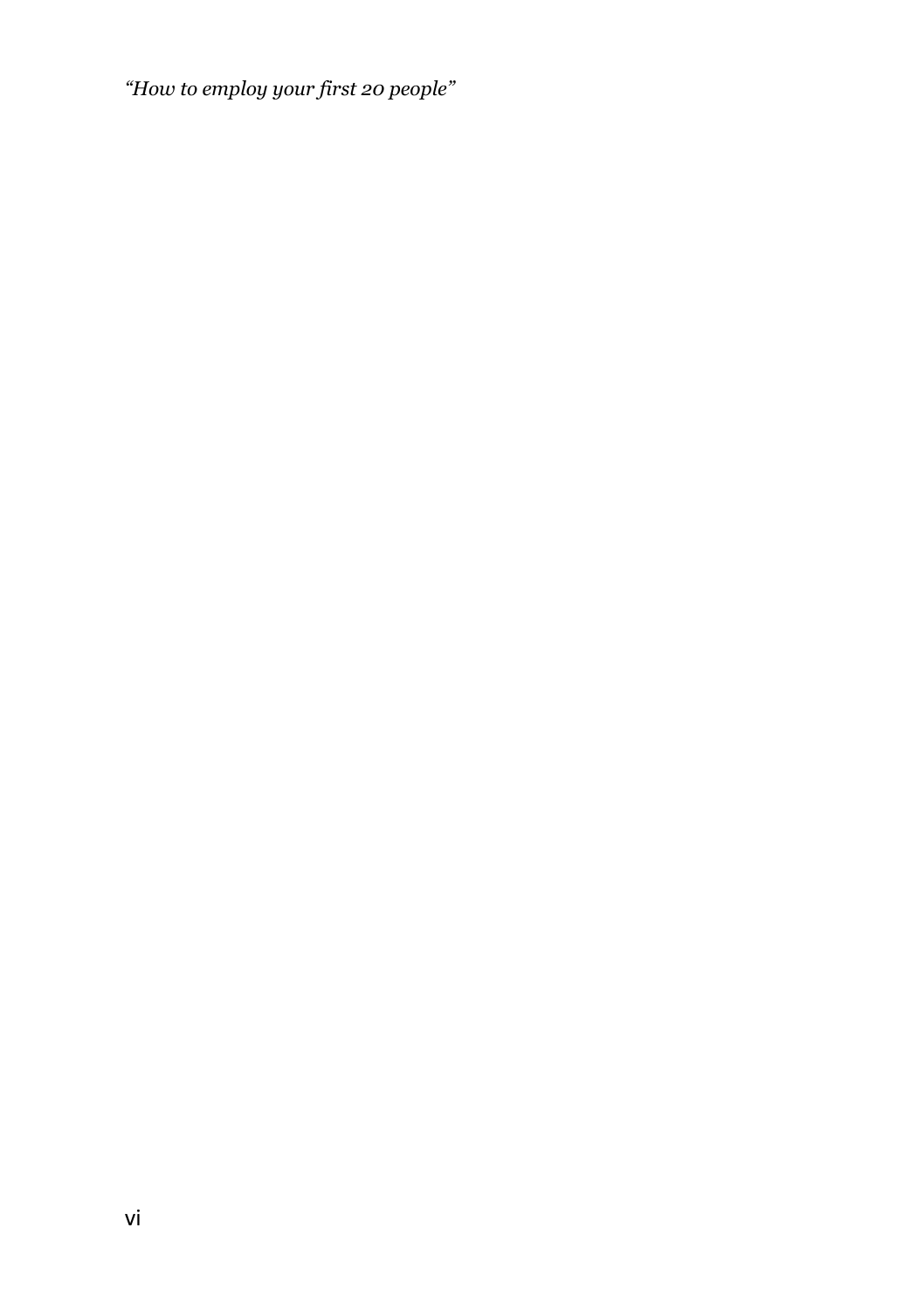*“How to employ your first 20 people”*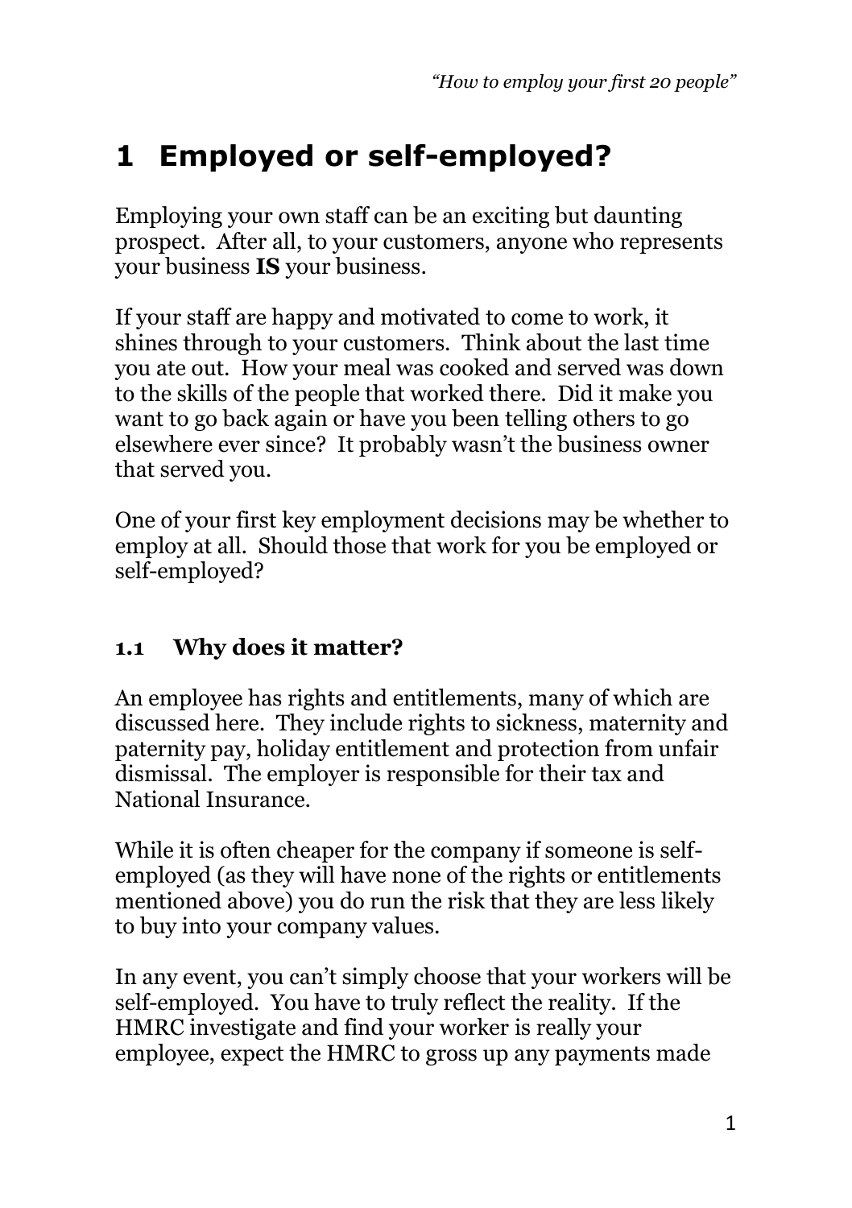# 1 Employed or self-employed?

Employing your own staff can be an exciting but daunting prospect. After all, to your customers, anyone who represents your business **IS** your business.

If your staff are happy and motivated to come to work, it shines through to your customers. Think about the last time you ate out. How your meal was cooked and served was down to the skills of the people that worked there. Did it make you want to go back again or have you been telling others to go elsewhere ever since? It probably wasn't the business owner that served you.

One of your first key employment decisions may be whether to employ at all. Should those that work for you be employed or self-employed?

## 1.1 Why does it matter?

An employee has rights and entitlements, many of which are discussed here. They include rights to sickness, maternity and paternity pay, holiday entitlement and protection from unfair dismissal. The employer is responsible for their tax and National Insurance.

While it is often cheaper for the company if someone is self-employed (as they will have none of the rights or entitlements mentioned above) you do run the risk that they are less likely to buy into your company values.

In any event, you can't simply choose that your workers will be self-employed. You have to truly reflect the reality. If the HMRC investigate and find your worker is really your employee, expect the HMRC to gross up any payments made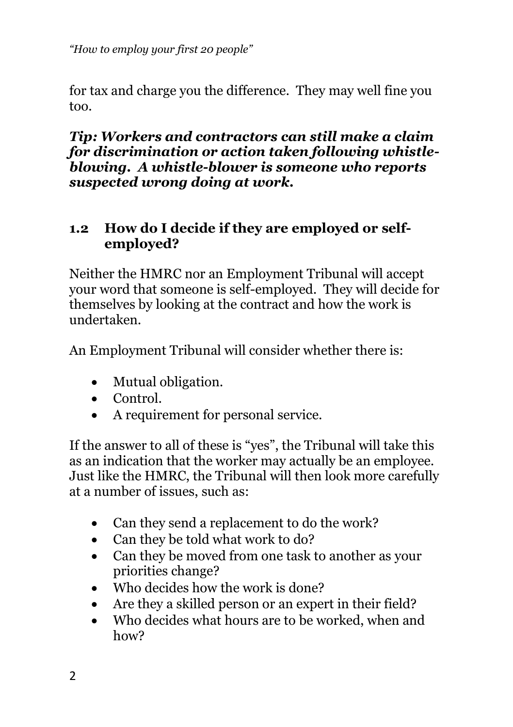for tax and charge you the difference. They may well fine you too.

***Tip: Workers and contractors can still make a claim for discrimination or action taken following whistle-blowing. A whistle-blower is someone who reports suspected wrong doing at work.***

## 1.2 How do I decide if they are employed or self-employed?

Neither the HMRC nor an Employment Tribunal will accept your word that someone is self-employed. They will decide for themselves by looking at the contract and how the work is undertaken.

An Employment Tribunal will consider whether there is:

- Mutual obligation.
- Control.
- A requirement for personal service.

If the answer to all of these is "yes", the Tribunal will take this as an indication that the worker may actually be an employee. Just like the HMRC, the Tribunal will then look more carefully at a number of issues, such as:

- Can they send a replacement to do the work?
- Can they be told what work to do?
- Can they be moved from one task to another as your priorities change?
- Who decides how the work is done?
- Are they a skilled person or an expert in their field?
- Who decides what hours are to be worked, when and how?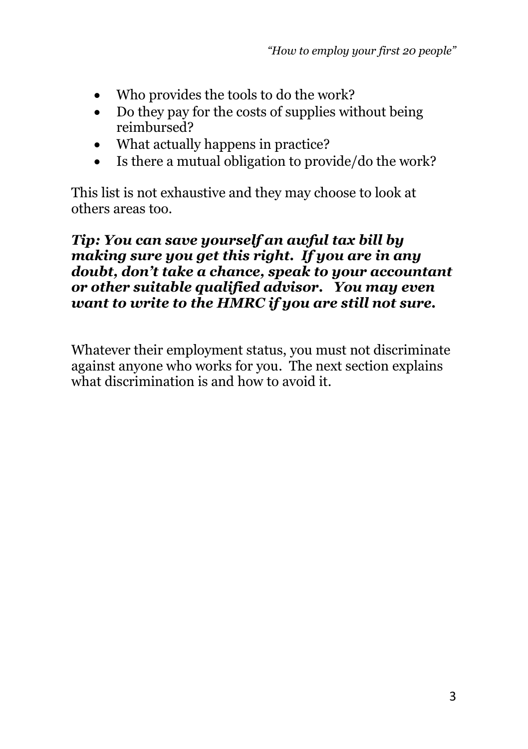- Who provides the tools to do the work?
- Do they pay for the costs of supplies without being reimbursed?
- What actually happens in practice?
- Is there a mutual obligation to provide/do the work?

This list is not exhaustive and they may choose to look at others areas too.

***Tip: You can save yourself an awful tax bill by making sure you get this right. If you are in any doubt, don't take a chance, speak to your accountant or other suitable qualified advisor. You may even want to write to the HMRC if you are still not sure.***

Whatever their employment status, you must not discriminate against anyone who works for you. The next section explains what discrimination is and how to avoid it.